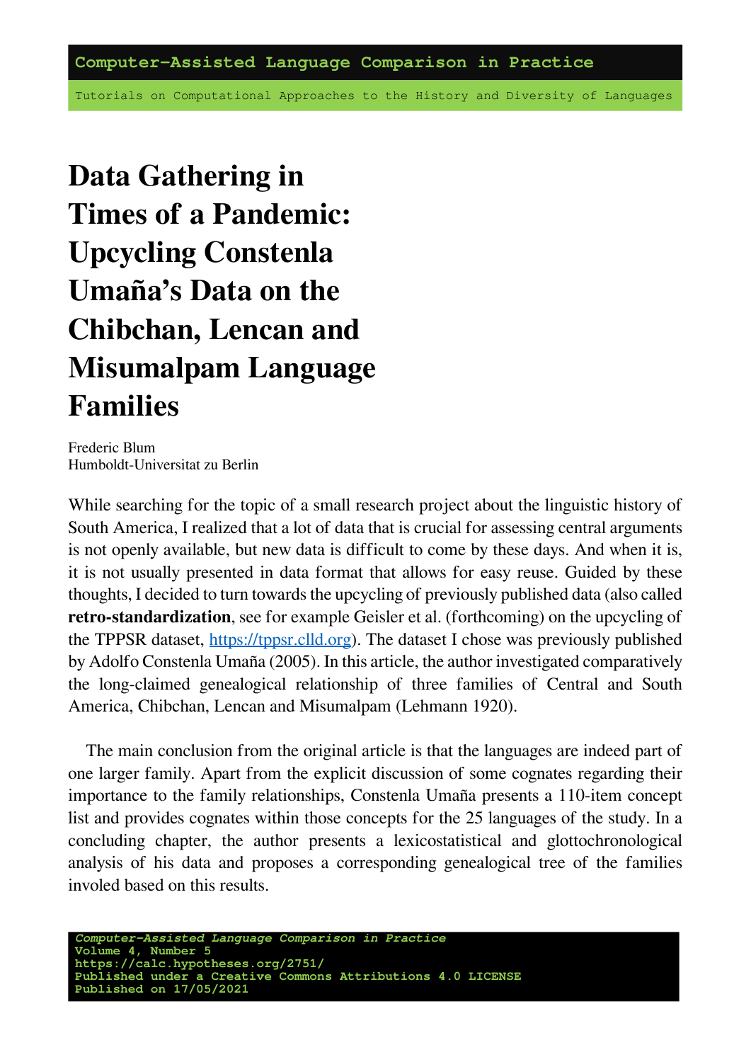# Data Gathering in Times of a Pandemic: Upcycling Constenla Umaña's Data on the Chibchan, Lencan and Misumalpam Language Families

Frederic Blum
Humboldt-Universitat zu Berlin

While searching for the topic of a small research project about the linguistic history of South America, I realized that a lot of data that is crucial for assessing central arguments is not openly available, but new data is difficult to come by these days. And when it is, it is not usually presented in data format that allows for easy reuse. Guided by these thoughts, I decided to turn towards the upcycling of previously published data (also called **retro-standardization**, see for example Geisler et al. (forthcoming) on the upcycling of the TPPSR dataset, https://tppsr.clld.org). The dataset I chose was previously published by Adolfo Constenla Umaña (2005). In this article, the author investigated comparatively the long-claimed genealogical relationship of three families of Central and South America, Chibchan, Lencan and Misumalpam (Lehmann 1920).

The main conclusion from the original article is that the languages are indeed part of one larger family. Apart from the explicit discussion of some cognates regarding their importance to the family relationships, Constenla Umaña presents a 110-item concept list and provides cognates within those concepts for the 25 languages of the study. In a concluding chapter, the author presents a lexicostatistical and glottochronological analysis of his data and proposes a corresponding genealogical tree of the families involed based on this results.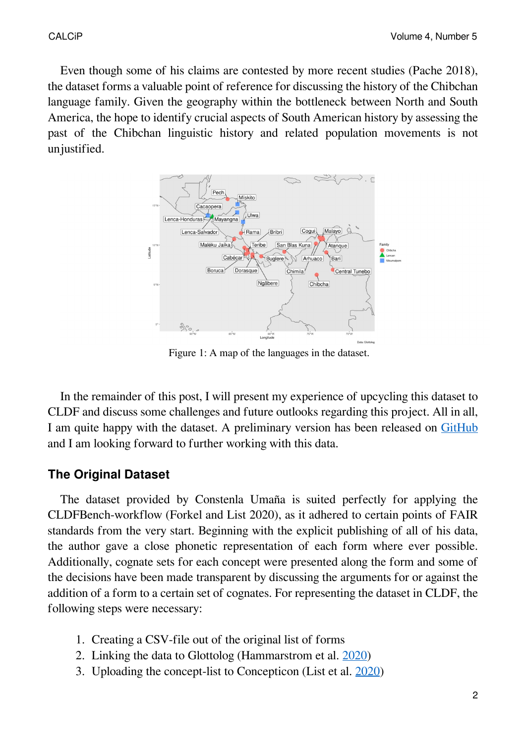Even though some of his claims are contested by more recent studies (Pache 2018), the dataset forms a valuable point of reference for discussing the history of the Chibchan language family. Given the geography within the bottleneck between North and South America, the hope to identify crucial aspects of South American history by assessing the past of the Chibchan linguistic history and related population movements is not unjustified.

Figure 1: A map of the languages in the dataset.

In the remainder of this post, I will present my experience of upcycling this dataset to CLDF and discuss some challenges and future outlooks regarding this project. All in all, I am quite happy with the dataset. A preliminary version has been released on GitHub and I am looking forward to further working with this data.

## The Original Dataset

The dataset provided by Constenla Umaña is suited perfectly for applying the CLDFBench-workflow (Forkel and List 2020), as it adhered to certain points of FAIR standards from the very start. Beginning with the explicit publishing of all of his data, the author gave a close phonetic representation of each form where ever possible. Additionally, cognate sets for each concept were presented along the form and some of the decisions have been made transparent by discussing the arguments for or against the addition of a form to a certain set of cognates. For representing the dataset in CLDF, the following steps were necessary:

1. Creating a CSV-file out of the original list of forms
2. Linking the data to Glottolog (Hammarstrom et al. 2020)
3. Uploading the concept-list to Concepticon (List et al. 2020)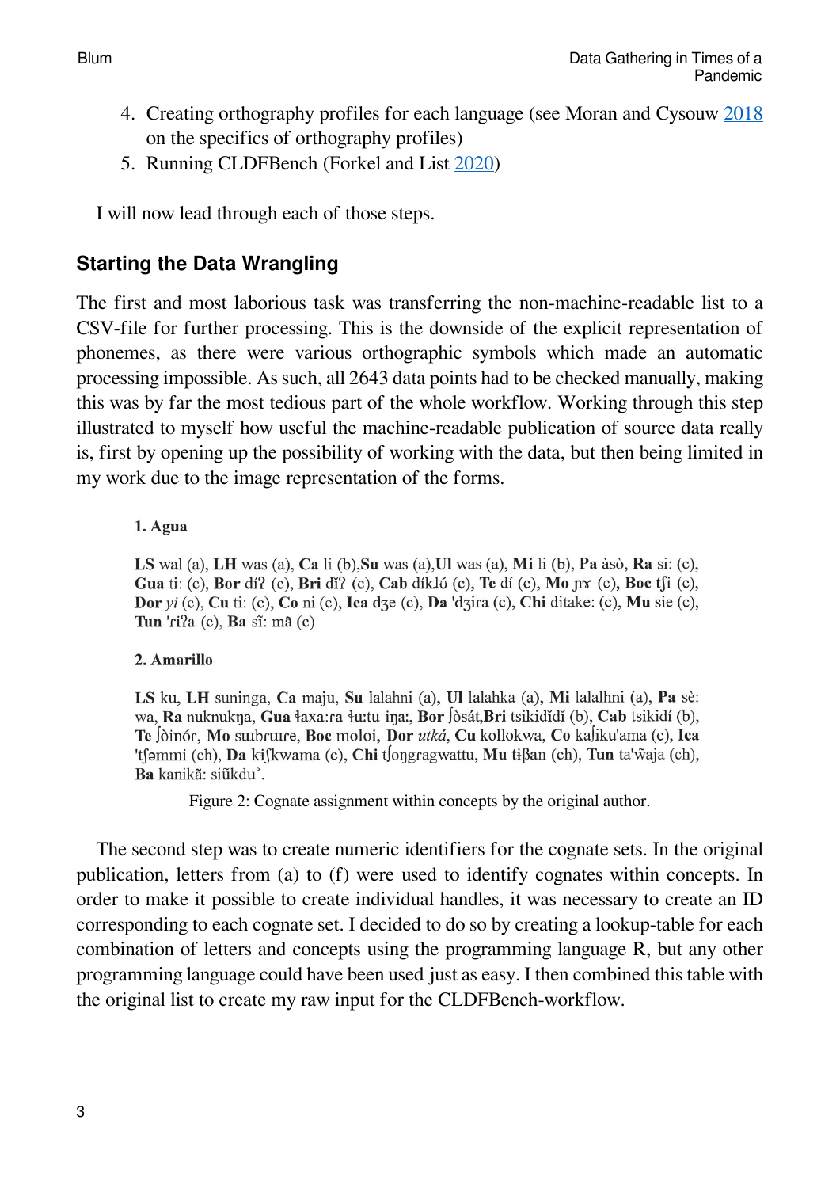4. Creating orthography profiles for each language (see Moran and Cysouw [2018](#) on the specifics of orthography profiles)
5. Running CLDFBench (Forkel and List [2020](#))

I will now lead through each of those steps.

## Starting the Data Wrangling

The first and most laborious task was transferring the non-machine-readable list to a CSV-file for further processing. This is the downside of the explicit representation of phonemes, as there were various orthographic symbols which made an automatic processing impossible. As such, all 2643 data points had to be checked manually, making this was by far the most tedious part of the whole workflow. Working through this step illustrated to myself how useful the machine-readable publication of source data really is, first by opening up the possibility of working with the data, but then being limited in my work due to the image representation of the forms.

**1. Agua**

**LS** wal (a), **LH** was (a), **Ca** li (b),**Su** was (a),**Ul** was (a), **Mi** li (b), **Pa** àsò, **Ra** si: (c), **Gua** ti: (c), **Bor** díʔ (c), **Bri** dĭʔ (c), **Cab** díklɯ́ (c), **Te** dí (c), **Mo** ɲɤ (c), **Boc** tʃi (c), **Dor** *yi* (c), **Cu** ti: (c), **Co** ni (c), **Ica** dʒe (c), **Da** 'dʒiɾa (c), **Chi** ditake: (c), **Mu** sie (c), **Tun** 'ɾiʔa (c), **Ba** sĩ: mã (c)

**2. Amarillo**

**LS** ku, **LH** suninga, **Ca** maju, **Su** lalahni (a), **Ul** lalahka (a), **Mi** lalalhni (a), **Pa** sè: wa, **Ra** nuknukŋa, **Gua** ɬaxa:ɾa ɬu:tu iŋa:, **Bor** ʃòsát,**Bri** tsikidĭdĭ (b), **Cab** tsikidí (b), **Te** ʃòinóɾ, **Mo** sɯbɾɯɾe, **Boc** moloi, **Dor** *utká*, **Cu** kollokwa, **Co** kaʃiku'ama (c), **Ica** 'tʃəmmi (ch), **Da** kɨʃkwama (c), **Chi** tʃoŋgɾagwattu, **Mu** tɨβan (ch), **Tun** ta'w̃aja (ch), **Ba** kanikã: siũkdu˚.

Figure 2: Cognate assignment within concepts by the original author.

The second step was to create numeric identifiers for the cognate sets. In the original publication, letters from (a) to (f) were used to identify cognates within concepts. In order to make it possible to create individual handles, it was necessary to create an ID corresponding to each cognate set. I decided to do so by creating a lookup-table for each combination of letters and concepts using the programming language R, but any other programming language could have been used just as easy. I then combined this table with the original list to create my raw input for the CLDFBench-workflow.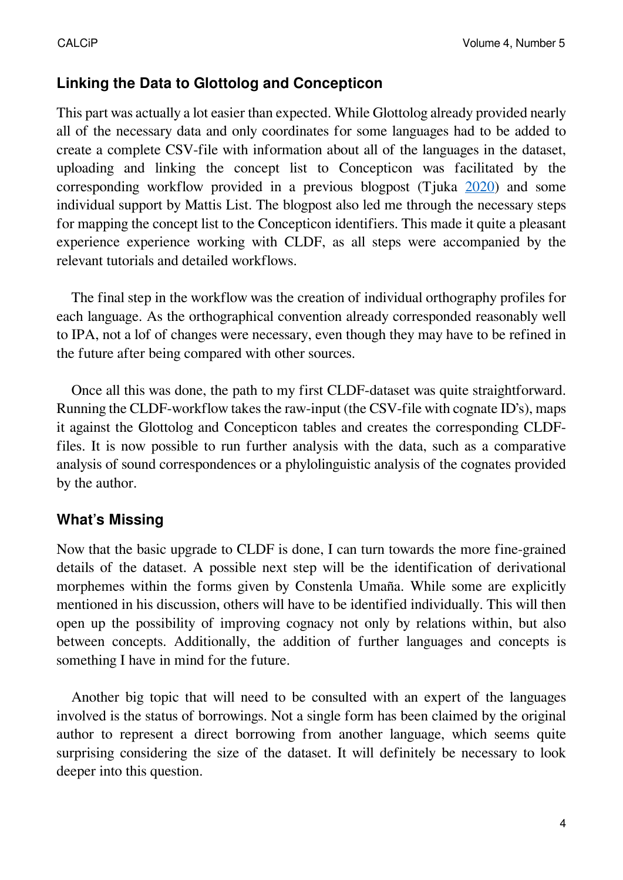## Linking the Data to Glottolog and Concepticon

This part was actually a lot easier than expected. While Glottolog already provided nearly all of the necessary data and only coordinates for some languages had to be added to create a complete CSV-file with information about all of the languages in the dataset, uploading and linking the concept list to Concepticon was facilitated by the corresponding workflow provided in a previous blogpost (Tjuka 2020) and some individual support by Mattis List. The blogpost also led me through the necessary steps for mapping the concept list to the Concepticon identifiers. This made it quite a pleasant experience experience working with CLDF, as all steps were accompanied by the relevant tutorials and detailed workflows.

The final step in the workflow was the creation of individual orthography profiles for each language. As the orthographical convention already corresponded reasonably well to IPA, not a lof of changes were necessary, even though they may have to be refined in the future after being compared with other sources.

Once all this was done, the path to my first CLDF-dataset was quite straightforward. Running the CLDF-workflow takes the raw-input (the CSV-file with cognate ID's), maps it against the Glottolog and Concepticon tables and creates the corresponding CLDF-files. It is now possible to run further analysis with the data, such as a comparative analysis of sound correspondences or a phylolinguistic analysis of the cognates provided by the author.

## What's Missing

Now that the basic upgrade to CLDF is done, I can turn towards the more fine-grained details of the dataset. A possible next step will be the identification of derivational morphemes within the forms given by Constenla Umaña. While some are explicitly mentioned in his discussion, others will have to be identified individually. This will then open up the possibility of improving cognacy not only by relations within, but also between concepts. Additionally, the addition of further languages and concepts is something I have in mind for the future.

Another big topic that will need to be consulted with an expert of the languages involved is the status of borrowings. Not a single form has been claimed by the original author to represent a direct borrowing from another language, which seems quite surprising considering the size of the dataset. It will definitely be necessary to look deeper into this question.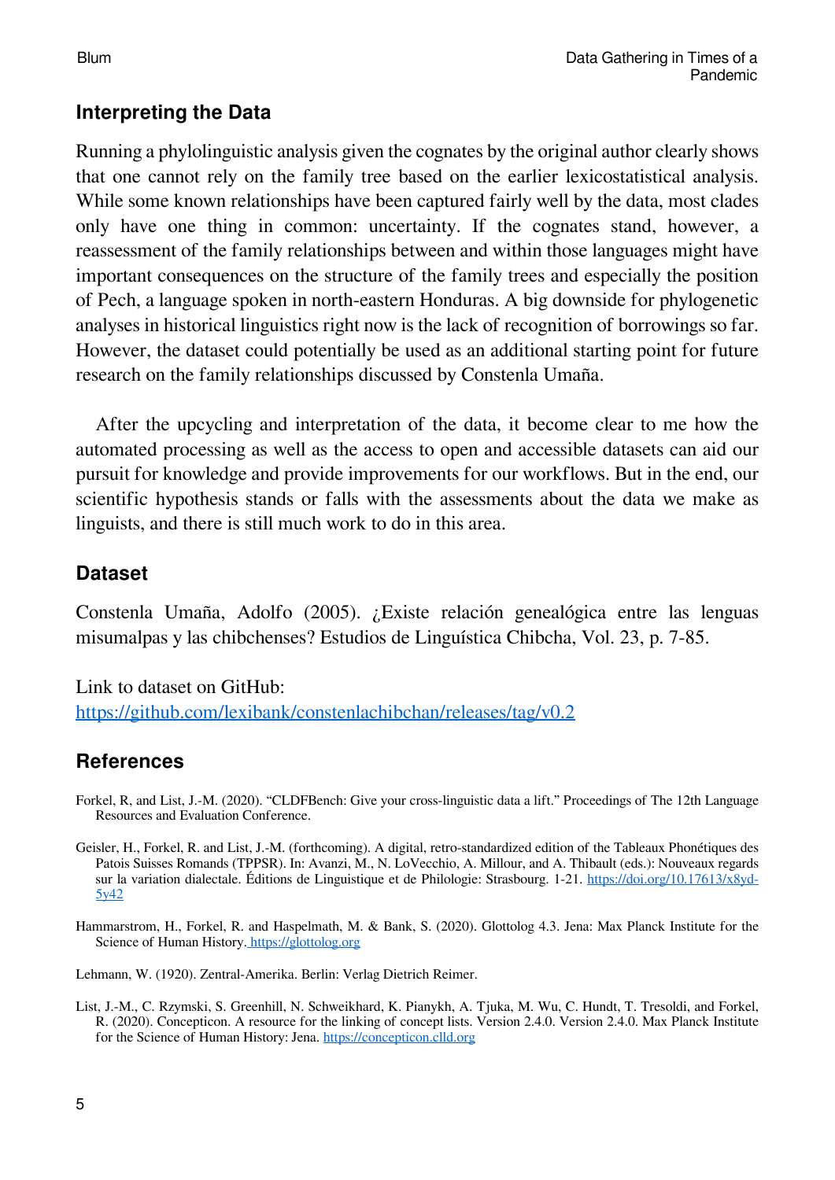## Interpreting the Data

Running a phylolinguistic analysis given the cognates by the original author clearly shows that one cannot rely on the family tree based on the earlier lexicostatistical analysis. While some known relationships have been captured fairly well by the data, most clades only have one thing in common: uncertainty. If the cognates stand, however, a reassessment of the family relationships between and within those languages might have important consequences on the structure of the family trees and especially the position of Pech, a language spoken in north-eastern Honduras. A big downside for phylogenetic analyses in historical linguistics right now is the lack of recognition of borrowings so far. However, the dataset could potentially be used as an additional starting point for future research on the family relationships discussed by Constenla Umaña.

After the upcycling and interpretation of the data, it become clear to me how the automated processing as well as the access to open and accessible datasets can aid our pursuit for knowledge and provide improvements for our workflows. But in the end, our scientific hypothesis stands or falls with the assessments about the data we make as linguists, and there is still much work to do in this area.

## Dataset

Constenla Umaña, Adolfo (2005). ¿Existe relación genealógica entre las lenguas misumalpas y las chibchenses? Estudios de Lingüística Chibcha, Vol. 23, p. 7-85.

Link to dataset on GitHub:
https://github.com/lexibank/constenlachibchan/releases/tag/v0.2

## References

Forkel, R, and List, J.-M. (2020). "CLDFBench: Give your cross-linguistic data a lift." Proceedings of The 12th Language Resources and Evaluation Conference.

Geisler, H., Forkel, R. and List, J.-M. (forthcoming). A digital, retro-standardized edition of the Tableaux Phonétiques des Patois Suisses Romands (TPPSR). In: Avanzi, M., N. LoVecchio, A. Millour, and A. Thibault (eds.): Nouveaux regards sur la variation dialectale. Éditions de Linguistique et de Philologie: Strasbourg. 1-21. https://doi.org/10.17613/x8yd-5y42

Hammarstrom, H., Forkel, R. and Haspelmath, M. & Bank, S. (2020). Glottolog 4.3. Jena: Max Planck Institute for the Science of Human History. https://glottolog.org

Lehmann, W. (1920). Zentral-Amerika. Berlin: Verlag Dietrich Reimer.

List, J.-M., C. Rzymski, S. Greenhill, N. Schweikhard, K. Pianykh, A. Tjuka, M. Wu, C. Hundt, T. Tresoldi, and Forkel, R. (2020). Concepticon. A resource for the linking of concept lists. Version 2.4.0. Version 2.4.0. Max Planck Institute for the Science of Human History: Jena. https://concepticon.clld.org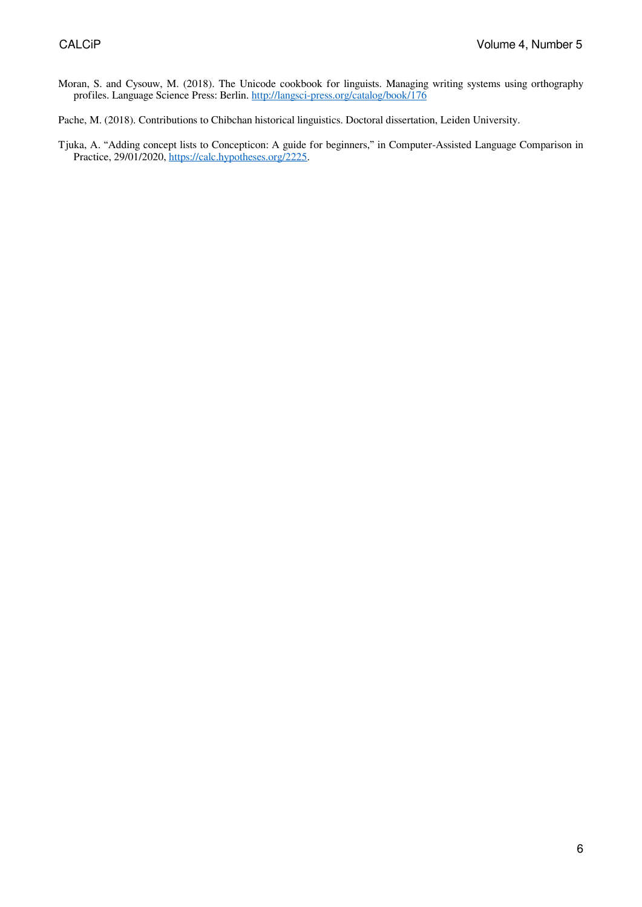Moran, S. and Cysouw, M. (2018). The Unicode cookbook for linguists. Managing writing systems using orthography profiles. Language Science Press: Berlin. http://langsci-press.org/catalog/book/176

Pache, M. (2018). Contributions to Chibchan historical linguistics. Doctoral dissertation, Leiden University.

Tjuka, A. "Adding concept lists to Concepticon: A guide for beginners," in Computer-Assisted Language Comparison in Practice, 29/01/2020, https://calc.hypotheses.org/2225.